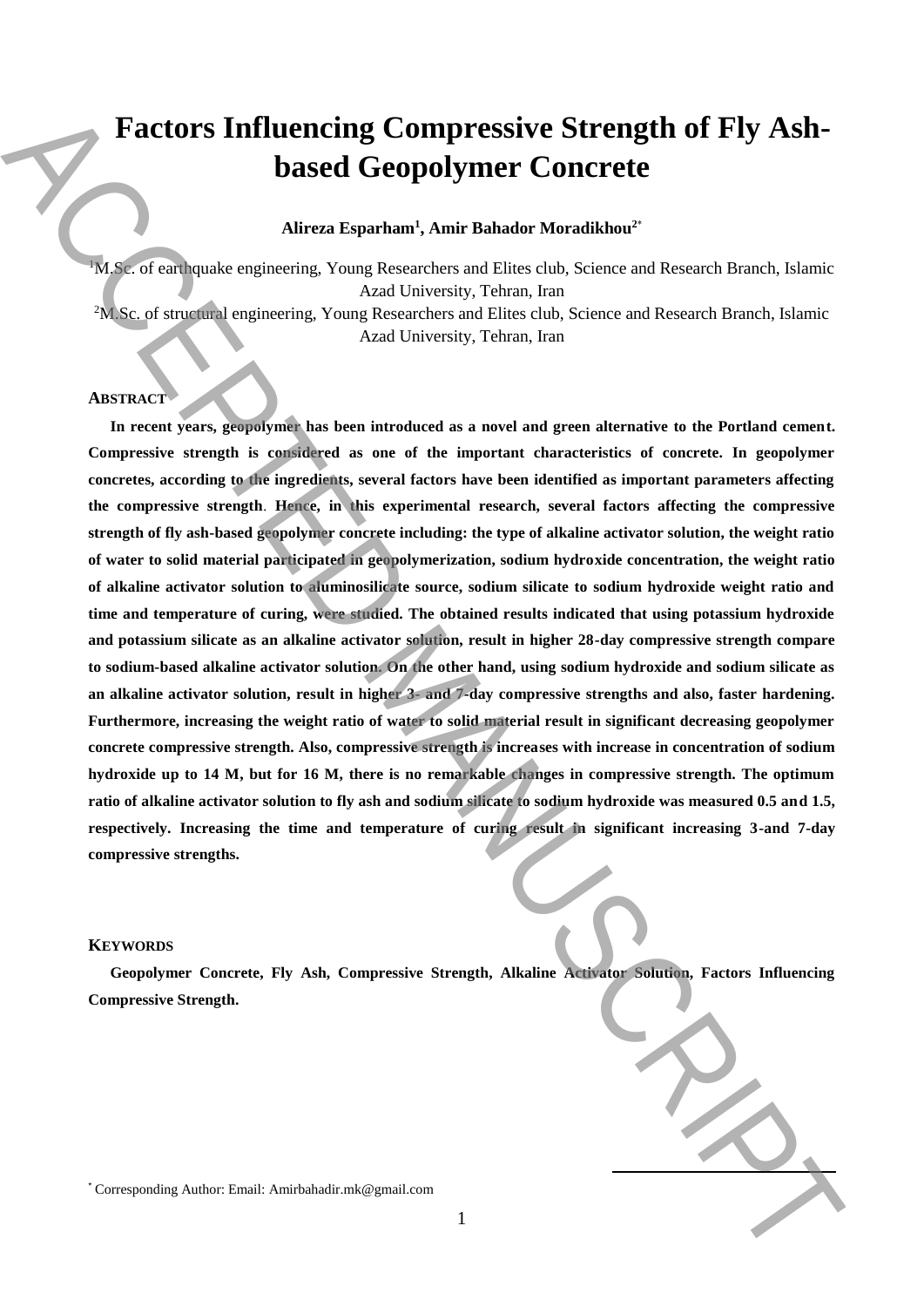# Factors Influencing Compressive Strength of Fly Ash-based Geopolymer Concrete

**Alireza Esparham[1], Amir Bahador Moradikhou[2*]**

[1]M.Sc. of earthquake engineering, Young Researchers and Elites club, Science and Research Branch, Islamic Azad University, Tehran, Iran

[2]M.Sc. of structural engineering, Young Researchers and Elites club, Science and Research Branch, Islamic Azad University, Tehran, Iran

## ABSTRACT

**In recent years, geopolymer has been introduced as a novel and green alternative to the Portland cement. Compressive strength is considered as one of the important characteristics of concrete. In geopolymer concretes, according to the ingredients, several factors have been identified as important parameters affecting the compressive strength. Hence, in this experimental research, several factors affecting the compressive strength of fly ash-based geopolymer concrete including: the type of alkaline activator solution, the weight ratio of water to solid material participated in geopolymerization, sodium hydroxide concentration, the weight ratio of alkaline activator solution to aluminosilicate source, sodium silicate to sodium hydroxide weight ratio and time and temperature of curing, were studied. The obtained results indicated that using potassium hydroxide and potassium silicate as an alkaline activator solution, result in higher 28-day compressive strength compare to sodium-based alkaline activator solution. On the other hand, using sodium hydroxide and sodium silicate as an alkaline activator solution, result in higher 3- and 7-day compressive strengths and also, faster hardening. Furthermore, increasing the weight ratio of water to solid material result in significant decreasing geopolymer concrete compressive strength. Also, compressive strength is increases with increase in concentration of sodium hydroxide up to 14 M, but for 16 M, there is no remarkable changes in compressive strength. The optimum ratio of alkaline activator solution to fly ash and sodium silicate to sodium hydroxide was measured 0.5 and 1.5, respectively. Increasing the time and temperature of curing result in significant increasing 3-and 7-day compressive strengths.**

## KEYWORDS

**Geopolymer Concrete, Fly Ash, Compressive Strength, Alkaline Activator Solution, Factors Influencing Compressive Strength.**

---

[*] Corresponding Author: Email: Amirbahadir.mk@gmail.com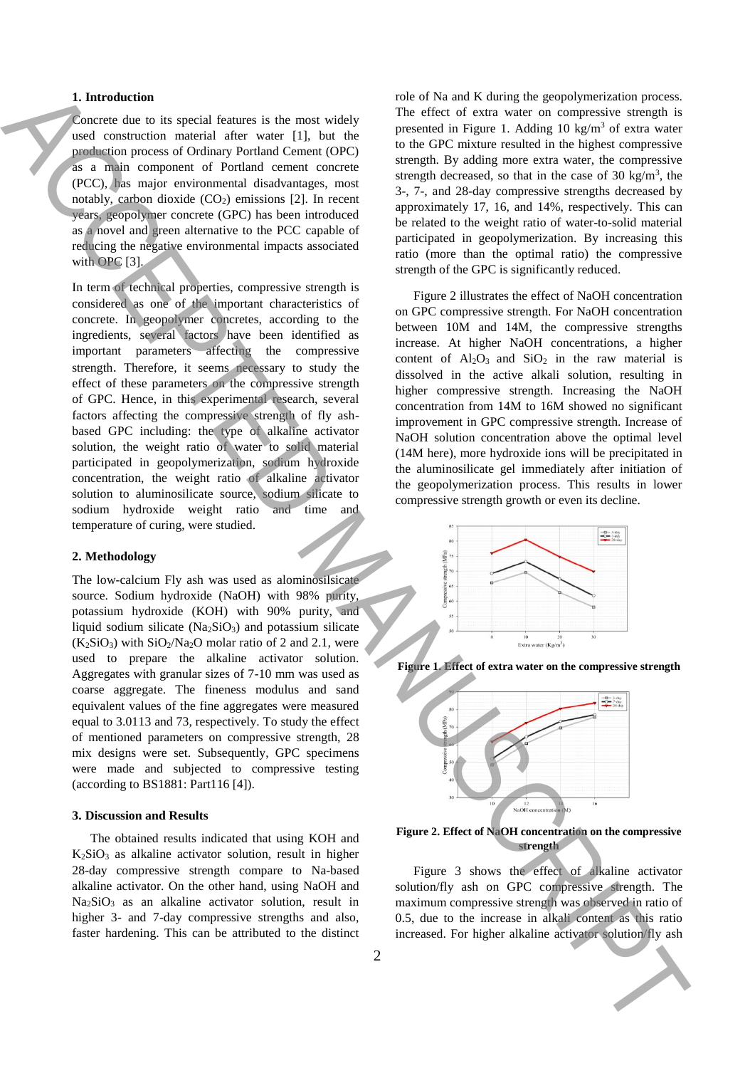## 1. Introduction

Concrete due to its special features is the most widely used construction material after water [1], but the production process of Ordinary Portland Cement (OPC) as a main component of Portland cement concrete (PCC), has major environmental disadvantages, most notably, carbon dioxide ($CO_2$) emissions [2]. In recent years, geopolymer concrete (GPC) has been introduced as a novel and green alternative to the PCC capable of reducing the negative environmental impacts associated with OPC [3].

In term of technical properties, compressive strength is considered as one of the important characteristics of concrete. In geopolymer concretes, according to the ingredients, several factors have been identified as important parameters affecting the compressive strength. Therefore, it seems necessary to study the effect of these parameters on the compressive strength of GPC. Hence, in this experimental research, several factors affecting the compressive strength of fly ash-based GPC including: the type of alkaline activator solution, the weight ratio of water to solid material participated in geopolymerization, sodium hydroxide concentration, the weight ratio of alkaline activator solution to aluminosilicate source, sodium silicate to sodium hydroxide weight ratio and time and temperature of curing, were studied.

## 2. Methodology

The low-calcium Fly ash was used as alominosilsicate source. Sodium hydroxide (NaOH) with 98% purity, potassium hydroxide (KOH) with 90% purity, and liquid sodium silicate ($Na_2SiO_3$) and potassium silicate ($K_2SiO_3$) with $SiO_2/Na_2O$ molar ratio of 2 and 2.1, were used to prepare the alkaline activator solution. Aggregates with granular sizes of 7-10 mm was used as coarse aggregate. The fineness modulus and sand equivalent values of the fine aggregates were measured equal to 3.0113 and 73, respectively. To study the effect of mentioned parameters on compressive strength, 28 mix designs were set. Subsequently, GPC specimens were made and subjected to compressive testing (according to BS1881: Part116 [4]).

## 3. Discussion and Results

The obtained results indicated that using KOH and $K_2SiO_3$ as alkaline activator solution, result in higher 28-day compressive strength compare to Na-based alkaline activator. On the other hand, using NaOH and $Na_2SiO_3$ as an alkaline activator solution, result in higher 3- and 7-day compressive strengths and also, faster hardening. This can be attributed to the distinct role of Na and K during the geopolymerization process. The effect of extra water on compressive strength is presented in Figure 1. Adding 10 kg/m$^3$ of extra water to the GPC mixture resulted in the highest compressive strength. By adding more extra water, the compressive strength decreased, so that in the case of 30 kg/m$^3$, the 3-, 7-, and 28-day compressive strengths decreased by approximately 17, 16, and 14%, respectively. This can be related to the weight ratio of water-to-solid material participated in geopolymerization. By increasing this ratio (more than the optimal ratio) the compressive strength of the GPC is significantly reduced.

Figure 2 illustrates the effect of NaOH concentration on GPC compressive strength. For NaOH concentration between 10M and 14M, the compressive strengths increase. At higher NaOH concentrations, a higher content of $Al_2O_3$ and $SiO_2$ in the raw material is dissolved in the active alkali solution, resulting in higher compressive strength. Increasing the NaOH concentration from 14M to 16M showed no significant improvement in GPC compressive strength. Increase of NaOH solution concentration above the optimal level (14M here), more hydroxide ions will be precipitated in the aluminosilicate gel immediately after initiation of the geopolymerization process. This results in lower compressive strength growth or even its decline.

**Figure 1. Effect of extra water on the compressive strength**

**Figure 2. Effect of NaOH concentration on the compressive strength**

Figure 3 shows the effect of alkaline activator solution/fly ash on GPC compressive strength. The maximum compressive strength was observed in ratio of 0.5, due to the increase in alkali content as this ratio increased. For higher alkaline activator solution/fly ash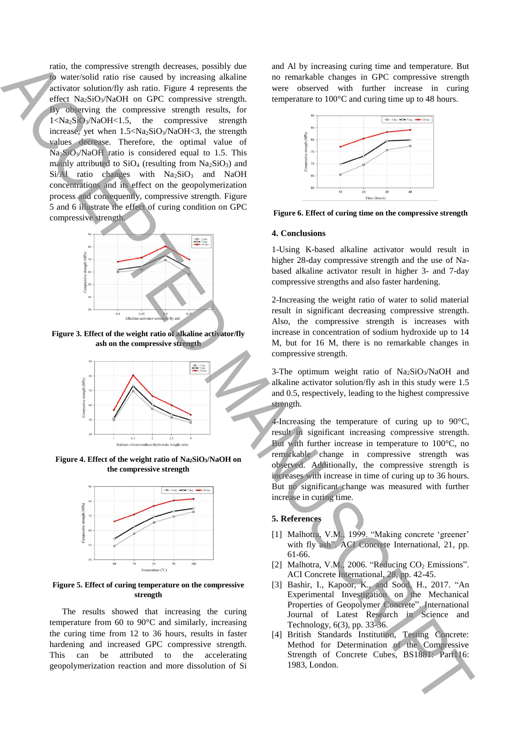ratio, the compressive strength decreases, possibly due to water/solid ratio rise caused by increasing alkaline activator solution/fly ash ratio. Figure 4 represents the effect $Na_2SiO_3/NaOH$ on GPC compressive strength. By observing the compressive strength results, for $1<Na_2SiO_3/NaOH<1.5$, the compressive strength increase, yet when $1.5<Na_2SiO_3/NaOH<3$, the strength values decrease. Therefore, the optimal value of $Na_2SiO_3/NaOH$ ratio is considered equal to 1.5. This mainly attributed to $SiO_4$ (resulting from $Na_2SiO_3$) and Si/Al ratio changes with $Na_2SiO_3$ and NaOH concentrations and its effect on the geopolymerization process and consequently, compressive strength. Figure 5 and 6 illustrate the effect of curing condition on GPC compressive strength.

3-day
7-day
28-day
Compressive strength (MPa)
30
40
50
60
70
80
90
0.4
0.45
0.5
0.55
Alkaline activator solution/fly ash

**Figure 3. Effect of the weight ratio of alkaline activator/fly ash on the compressive strength**

3-day
7-day
28-day
Compressive strength (MPa)
40
50
60
70
80
90
1
1.5
2
2.5
3
Sodium silicate/sodium hydroxide weight ratio

**Figure 4. Effect of the weight ratio of $Na_2SiO_3/NaOH$ on the compressive strength**

3-day
7-day
28-day
Compressive strength (MPa)
40
50
60
70
80
90
60
70
80
90
100
Temprature (°C)

**Figure 5. Effect of curing temperature on the compressive strength**

The results showed that increasing the curing temperature from 60 to 90°C and similarly, increasing the curing time from 12 to 36 hours, results in faster hardening and increased GPC compressive strength. This can be attributed to the accelerating geopolymerization reaction and more dissolution of Si and Al by increasing curing time and temperature. But no remarkable changes in GPC compressive strength were observed with further increase in curing temperature to 100°C and curing time up to 48 hours.

3-day
7-day
28-day
Compressive strength (MPa)
60
65
70
75
80
85
90
12
24
36
48
Time (hours)

**Figure 6. Effect of curing time on the compressive strength**

## 4. Conclusions

1-Using K-based alkaline activator would result in higher 28-day compressive strength and the use of Na-based alkaline activator result in higher 3- and 7-day compressive strengths and also faster hardening.

2-Increasing the weight ratio of water to solid material result in significant decreasing compressive strength. Also, the compressive strength is increases with increase in concentration of sodium hydroxide up to 14 M, but for 16 M, there is no remarkable changes in compressive strength.

3-The optimum weight ratio of $Na_2SiO_3/NaOH$ and alkaline activator solution/fly ash in this study were 1.5 and 0.5, respectively, leading to the highest compressive strength.

4-Increasing the temperature of curing up to 90°C, result in significant increasing compressive strength. But with further increase in temperature to 100°C, no remarkable change in compressive strength was observed. Additionally, the compressive strength is increases with increase in time of curing up to 36 hours. But no significant change was measured with further increase in curing time.

## 5. References

[1] Malhotra, V.M., 1999. "Making concrete 'greener' with fly ash". ACI Concrete International, 21, pp. 61-66.

[2] Malhotra, V.M., 2006. "Reducing $CO_2$ Emissions". ACI Concrete International, 28, pp. 42-45.

[3] Bashir, I., Kapoor, K., and Sood, H., 2017. "An Experimental Investigation on the Mechanical Properties of Geopolymer Concrete". International Journal of Latest Research in Science and Technology, 6(3), pp. 33-36.

[4] British Standards Institution, Testing Concrete: Method for Determination of the Compressive Strength of Concrete Cubes, BS1881: Part116: 1983, London.